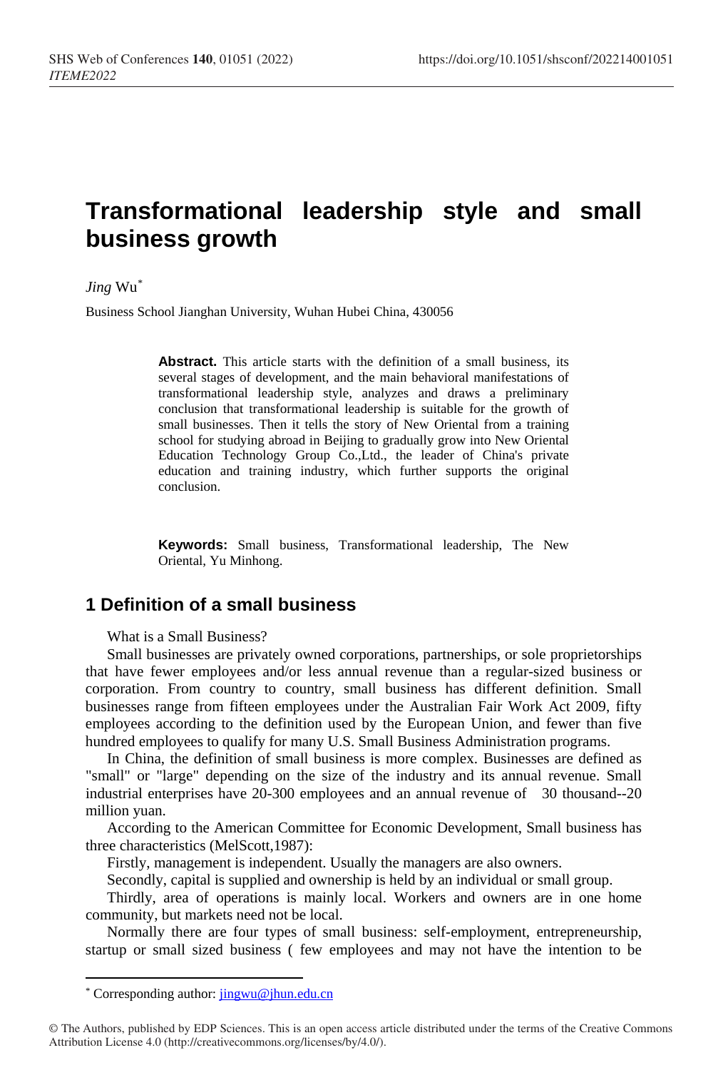# Transformational leadership style and small business growth

*Jing* Wu[*]

Business School Jianghan University, Wuhan Hubei China, 430056

**Abstract.** This article starts with the definition of a small business, its several stages of development, and the main behavioral manifestations of transformational leadership style, analyzes and draws a preliminary conclusion that transformational leadership is suitable for the growth of small businesses. Then it tells the story of New Oriental from a training school for studying abroad in Beijing to gradually grow into New Oriental Education Technology Group Co.,Ltd., the leader of China's private education and training industry, which further supports the original conclusion.

**Keywords:** Small business, Transformational leadership, The New Oriental, Yu Minhong.

## 1 Definition of a small business

What is a Small Business?

Small businesses are privately owned corporations, partnerships, or sole proprietorships that have fewer employees and/or less annual revenue than a regular-sized business or corporation. From country to country, small business has different definition. Small businesses range from fifteen employees under the Australian Fair Work Act 2009, fifty employees according to the definition used by the European Union, and fewer than five hundred employees to qualify for many U.S. Small Business Administration programs.

In China, the definition of small business is more complex. Businesses are defined as "small" or "large" depending on the size of the industry and its annual revenue. Small industrial enterprises have 20-300 employees and an annual revenue of 30 thousand--20 million yuan.

According to the American Committee for Economic Development, Small business has three characteristics (MelScott,1987):

Firstly, management is independent. Usually the managers are also owners.

Secondly, capital is supplied and ownership is held by an individual or small group.

Thirdly, area of operations is mainly local. Workers and owners are in one home community, but markets need not be local.

Normally there are four types of small business: self-employment, entrepreneurship, startup or small sized business ( few employees and may not have the intention to be

---

[*] Corresponding author: jingwu@jhun.edu.cn

© The Authors, published by EDP Sciences. This is an open access article distributed under the terms of the Creative Commons Attribution License 4.0 (http://creativecommons.org/licenses/by/4.0/).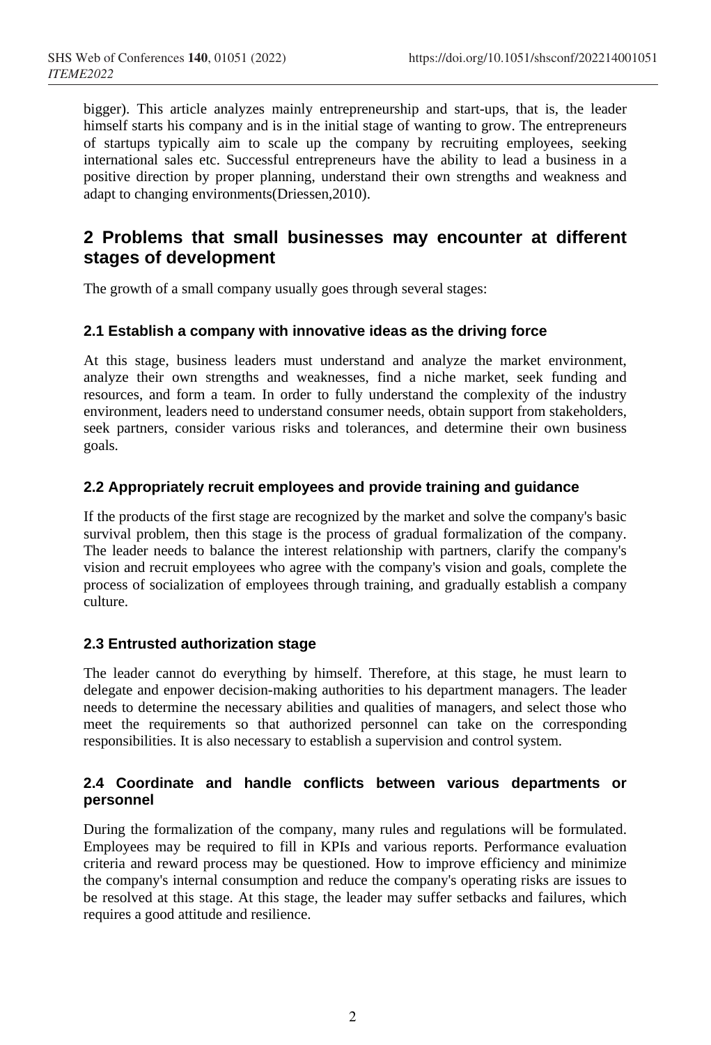bigger). This article analyzes mainly entrepreneurship and start-ups, that is, the leader himself starts his company and is in the initial stage of wanting to grow. The entrepreneurs of startups typically aim to scale up the company by recruiting employees, seeking international sales etc. Successful entrepreneurs have the ability to lead a business in a positive direction by proper planning, understand their own strengths and weakness and adapt to changing environments(Driessen,2010).

## 2 Problems that small businesses may encounter at different stages of development

The growth of a small company usually goes through several stages:

### 2.1 Establish a company with innovative ideas as the driving force

At this stage, business leaders must understand and analyze the market environment, analyze their own strengths and weaknesses, find a niche market, seek funding and resources, and form a team. In order to fully understand the complexity of the industry environment, leaders need to understand consumer needs, obtain support from stakeholders, seek partners, consider various risks and tolerances, and determine their own business goals.

### 2.2 Appropriately recruit employees and provide training and guidance

If the products of the first stage are recognized by the market and solve the company's basic survival problem, then this stage is the process of gradual formalization of the company. The leader needs to balance the interest relationship with partners, clarify the company's vision and recruit employees who agree with the company's vision and goals, complete the process of socialization of employees through training, and gradually establish a company culture.

### 2.3 Entrusted authorization stage

The leader cannot do everything by himself. Therefore, at this stage, he must learn to delegate and enpower decision-making authorities to his department managers. The leader needs to determine the necessary abilities and qualities of managers, and select those who meet the requirements so that authorized personnel can take on the corresponding responsibilities. It is also necessary to establish a supervision and control system.

### 2.4 Coordinate and handle conflicts between various departments or personnel

During the formalization of the company, many rules and regulations will be formulated. Employees may be required to fill in KPIs and various reports. Performance evaluation criteria and reward process may be questioned. How to improve efficiency and minimize the company's internal consumption and reduce the company's operating risks are issues to be resolved at this stage. At this stage, the leader may suffer setbacks and failures, which requires a good attitude and resilience.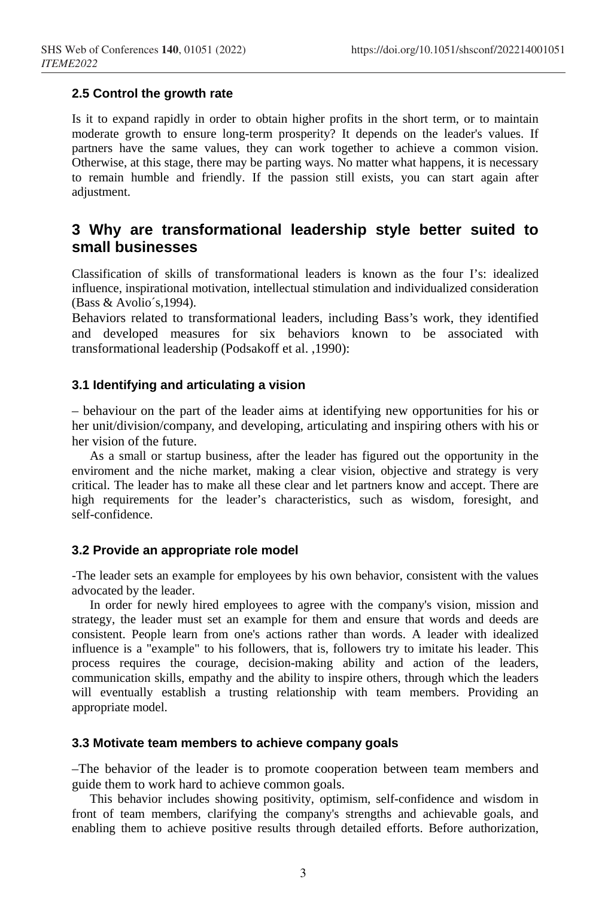### 2.5 Control the growth rate

Is it to expand rapidly in order to obtain higher profits in the short term, or to maintain moderate growth to ensure long-term prosperity? It depends on the leader's values. If partners have the same values, they can work together to achieve a common vision. Otherwise, at this stage, there may be parting ways. No matter what happens, it is necessary to remain humble and friendly. If the passion still exists, you can start again after adjustment.

## 3 Why are transformational leadership style better suited to small businesses

Classification of skills of transformational leaders is known as the four I's: idealized influence, inspirational motivation, intellectual stimulation and individualized consideration (Bass & Avolio´s,1994).

Behaviors related to transformational leaders, including Bass's work, they identified and developed measures for six behaviors known to be associated with transformational leadership (Podsakoff et al. ,1990):

### 3.1 Identifying and articulating a vision

– behaviour on the part of the leader aims at identifying new opportunities for his or her unit/division/company, and developing, articulating and inspiring others with his or her vision of the future.

As a small or startup business, after the leader has figured out the opportunity in the enviroment and the niche market, making a clear vision, objective and strategy is very critical. The leader has to make all these clear and let partners know and accept. There are high requirements for the leader's characteristics, such as wisdom, foresight, and self-confidence.

### 3.2 Provide an appropriate role model

-The leader sets an example for employees by his own behavior, consistent with the values advocated by the leader.

In order for newly hired employees to agree with the company's vision, mission and strategy, the leader must set an example for them and ensure that words and deeds are consistent. People learn from one's actions rather than words. A leader with idealized influence is a "example" to his followers, that is, followers try to imitate his leader. This process requires the courage, decision-making ability and action of the leaders, communication skills, empathy and the ability to inspire others, through which the leaders will eventually establish a trusting relationship with team members. Providing an appropriate model.

### 3.3 Motivate team members to achieve company goals

–The behavior of the leader is to promote cooperation between team members and guide them to work hard to achieve common goals.

This behavior includes showing positivity, optimism, self-confidence and wisdom in front of team members, clarifying the company's strengths and achievable goals, and enabling them to achieve positive results through detailed efforts. Before authorization,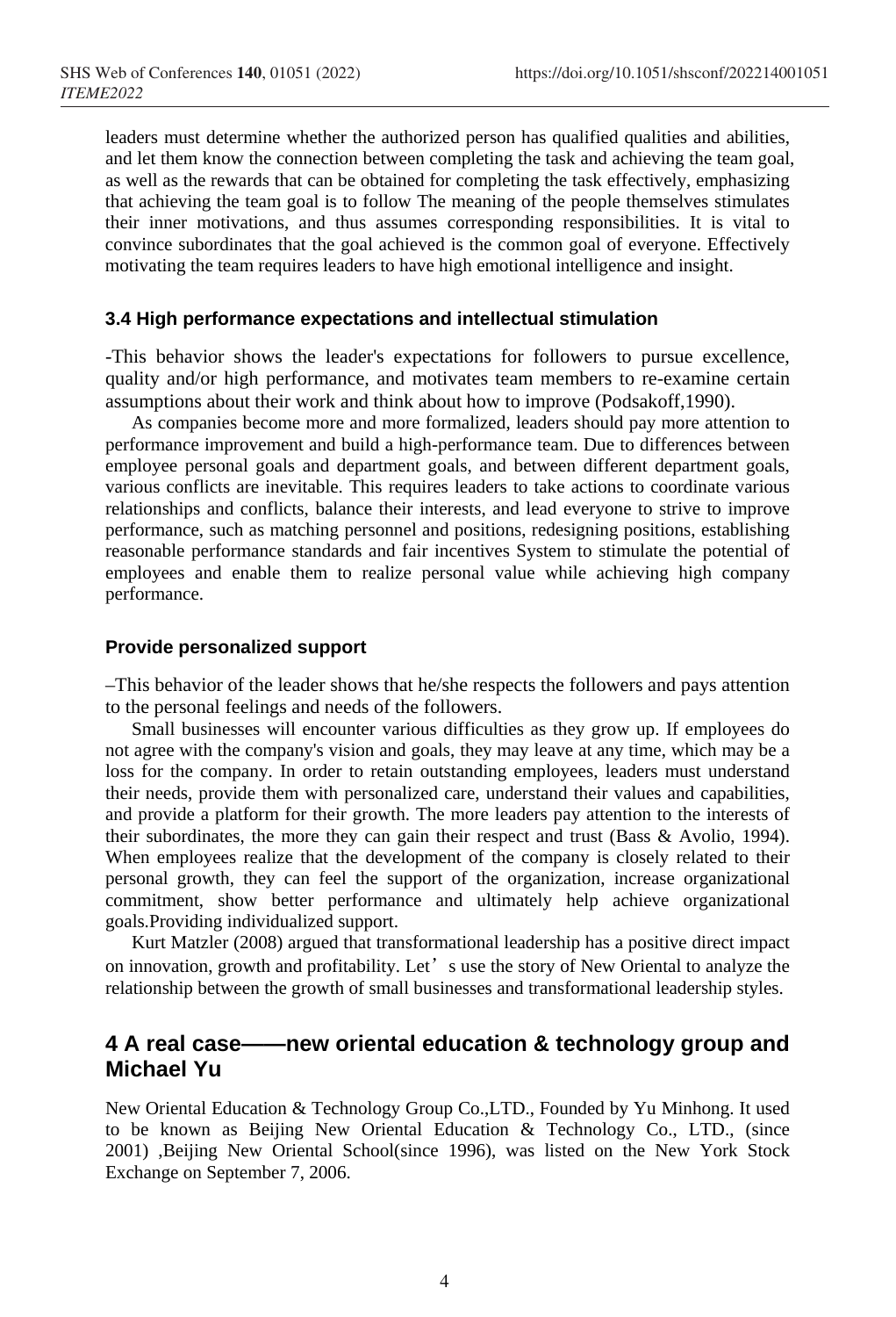leaders must determine whether the authorized person has qualified qualities and abilities, and let them know the connection between completing the task and achieving the team goal, as well as the rewards that can be obtained for completing the task effectively, emphasizing that achieving the team goal is to follow The meaning of the people themselves stimulates their inner motivations, and thus assumes corresponding responsibilities. It is vital to convince subordinates that the goal achieved is the common goal of everyone. Effectively motivating the team requires leaders to have high emotional intelligence and insight.

### 3.4 High performance expectations and intellectual stimulation

-This behavior shows the leader's expectations for followers to pursue excellence, quality and/or high performance, and motivates team members to re-examine certain assumptions about their work and think about how to improve (Podsakoff,1990).

As companies become more and more formalized, leaders should pay more attention to performance improvement and build a high-performance team. Due to differences between employee personal goals and department goals, and between different department goals, various conflicts are inevitable. This requires leaders to take actions to coordinate various relationships and conflicts, balance their interests, and lead everyone to strive to improve performance, such as matching personnel and positions, redesigning positions, establishing reasonable performance standards and fair incentives System to stimulate the potential of employees and enable them to realize personal value while achieving high company performance.

### Provide personalized support

–This behavior of the leader shows that he/she respects the followers and pays attention to the personal feelings and needs of the followers.

Small businesses will encounter various difficulties as they grow up. If employees do not agree with the company's vision and goals, they may leave at any time, which may be a loss for the company. In order to retain outstanding employees, leaders must understand their needs, provide them with personalized care, understand their values and capabilities, and provide a platform for their growth. The more leaders pay attention to the interests of their subordinates, the more they can gain their respect and trust (Bass & Avolio, 1994). When employees realize that the development of the company is closely related to their personal growth, they can feel the support of the organization, increase organizational commitment, show better performance and ultimately help achieve organizational goals.Providing individualized support.

Kurt Matzler (2008) argued that transformational leadership has a positive direct impact on innovation, growth and profitability. Let’s use the story of New Oriental to analyze the relationship between the growth of small businesses and transformational leadership styles.

## 4 A real case——new oriental education & technology group and Michael Yu

New Oriental Education & Technology Group Co.,LTD., Founded by Yu Minhong. It used to be known as Beijing New Oriental Education & Technology Co., LTD., (since 2001) ,Beijing New Oriental School(since 1996), was listed on the New York Stock Exchange on September 7, 2006.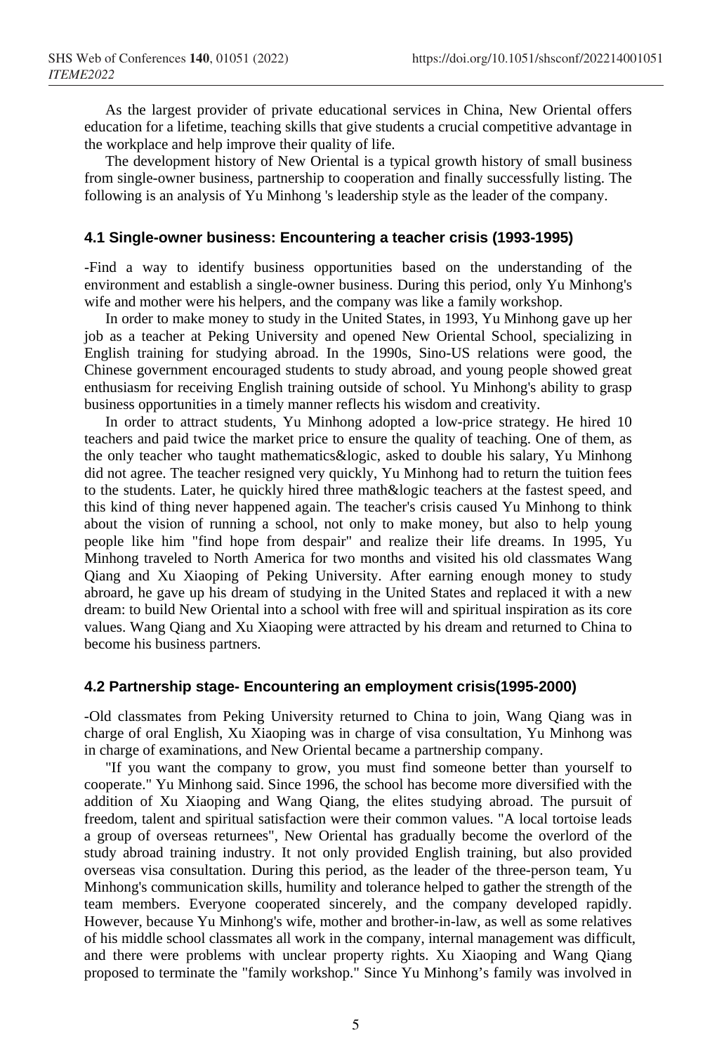As the largest provider of private educational services in China, New Oriental offers education for a lifetime, teaching skills that give students a crucial competitive advantage in the workplace and help improve their quality of life.

The development history of New Oriental is a typical growth history of small business from single-owner business, partnership to cooperation and finally successfully listing. The following is an analysis of Yu Minhong 's leadership style as the leader of the company.

### 4.1 Single-owner business: Encountering a teacher crisis (1993-1995)

-Find a way to identify business opportunities based on the understanding of the environment and establish a single-owner business. During this period, only Yu Minhong's wife and mother were his helpers, and the company was like a family workshop.

In order to make money to study in the United States, in 1993, Yu Minhong gave up her job as a teacher at Peking University and opened New Oriental School, specializing in English training for studying abroad. In the 1990s, Sino-US relations were good, the Chinese government encouraged students to study abroad, and young people showed great enthusiasm for receiving English training outside of school. Yu Minhong's ability to grasp business opportunities in a timely manner reflects his wisdom and creativity.

In order to attract students, Yu Minhong adopted a low-price strategy. He hired 10 teachers and paid twice the market price to ensure the quality of teaching. One of them, as the only teacher who taught mathematics&logic, asked to double his salary, Yu Minhong did not agree. The teacher resigned very quickly, Yu Minhong had to return the tuition fees to the students. Later, he quickly hired three math&logic teachers at the fastest speed, and this kind of thing never happened again. The teacher's crisis caused Yu Minhong to think about the vision of running a school, not only to make money, but also to help young people like him "find hope from despair" and realize their life dreams. In 1995, Yu Minhong traveled to North America for two months and visited his old classmates Wang Qiang and Xu Xiaoping of Peking University. After earning enough money to study abroad, he gave up his dream of studying in the United States and replaced it with a new dream: to build New Oriental into a school with free will and spiritual inspiration as its core values. Wang Qiang and Xu Xiaoping were attracted by his dream and returned to China to become his business partners.

### 4.2 Partnership stage- Encountering an employment crisis(1995-2000)

-Old classmates from Peking University returned to China to join, Wang Qiang was in charge of oral English, Xu Xiaoping was in charge of visa consultation, Yu Minhong was in charge of examinations, and New Oriental became a partnership company.

"If you want the company to grow, you must find someone better than yourself to cooperate." Yu Minhong said. Since 1996, the school has become more diversified with the addition of Xu Xiaoping and Wang Qiang, the elites studying abroad. The pursuit of freedom, talent and spiritual satisfaction were their common values. "A local tortoise leads a group of overseas returnees", New Oriental has gradually become the overlord of the study abroad training industry. It not only provided English training, but also provided overseas visa consultation. During this period, as the leader of the three-person team, Yu Minhong's communication skills, humility and tolerance helped to gather the strength of the team members. Everyone cooperated sincerely, and the company developed rapidly. However, because Yu Minhong's wife, mother and brother-in-law, as well as some relatives of his middle school classmates all work in the company, internal management was difficult, and there were problems with unclear property rights. Xu Xiaoping and Wang Qiang proposed to terminate the "family workshop." Since Yu Minhong's family was involved in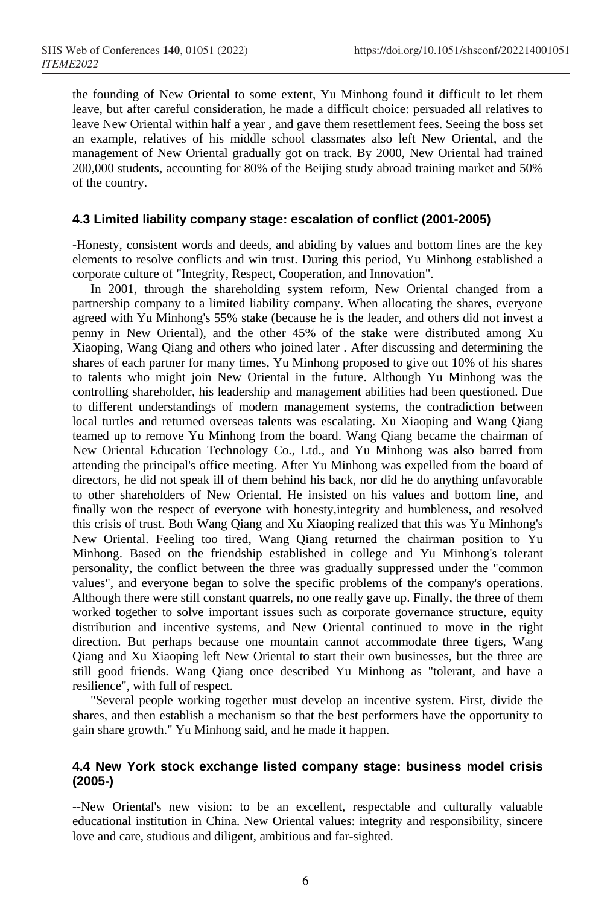the founding of New Oriental to some extent, Yu Minhong found it difficult to let them leave, but after careful consideration, he made a difficult choice: persuaded all relatives to leave New Oriental within half a year , and gave them resettlement fees. Seeing the boss set an example, relatives of his middle school classmates also left New Oriental, and the management of New Oriental gradually got on track. By 2000, New Oriental had trained 200,000 students, accounting for 80% of the Beijing study abroad training market and 50% of the country.

### 4.3 Limited liability company stage: escalation of conflict (2001-2005)

-Honesty, consistent words and deeds, and abiding by values and bottom lines are the key elements to resolve conflicts and win trust. During this period, Yu Minhong established a corporate culture of "Integrity, Respect, Cooperation, and Innovation".

In 2001, through the shareholding system reform, New Oriental changed from a partnership company to a limited liability company. When allocating the shares, everyone agreed with Yu Minhong's 55% stake (because he is the leader, and others did not invest a penny in New Oriental), and the other 45% of the stake were distributed among Xu Xiaoping, Wang Qiang and others who joined later . After discussing and determining the shares of each partner for many times, Yu Minhong proposed to give out 10% of his shares to talents who might join New Oriental in the future. Although Yu Minhong was the controlling shareholder, his leadership and management abilities had been questioned. Due to different understandings of modern management systems, the contradiction between local turtles and returned overseas talents was escalating. Xu Xiaoping and Wang Qiang teamed up to remove Yu Minhong from the board. Wang Qiang became the chairman of New Oriental Education Technology Co., Ltd., and Yu Minhong was also barred from attending the principal's office meeting. After Yu Minhong was expelled from the board of directors, he did not speak ill of them behind his back, nor did he do anything unfavorable to other shareholders of New Oriental. He insisted on his values and bottom line, and finally won the respect of everyone with honesty,integrity and humbleness, and resolved this crisis of trust. Both Wang Qiang and Xu Xiaoping realized that this was Yu Minhong's New Oriental. Feeling too tired, Wang Qiang returned the chairman position to Yu Minhong. Based on the friendship established in college and Yu Minhong's tolerant personality, the conflict between the three was gradually suppressed under the "common values", and everyone began to solve the specific problems of the company's operations. Although there were still constant quarrels, no one really gave up. Finally, the three of them worked together to solve important issues such as corporate governance structure, equity distribution and incentive systems, and New Oriental continued to move in the right direction. But perhaps because one mountain cannot accommodate three tigers, Wang Qiang and Xu Xiaoping left New Oriental to start their own businesses, but the three are still good friends. Wang Qiang once described Yu Minhong as "tolerant, and have a resilience", with full of respect.

"Several people working together must develop an incentive system. First, divide the shares, and then establish a mechanism so that the best performers have the opportunity to gain share growth." Yu Minhong said, and he made it happen.

### 4.4 New York stock exchange listed company stage: business model crisis (2005-)

--New Oriental's new vision: to be an excellent, respectable and culturally valuable educational institution in China. New Oriental values: integrity and responsibility, sincere love and care, studious and diligent, ambitious and far-sighted.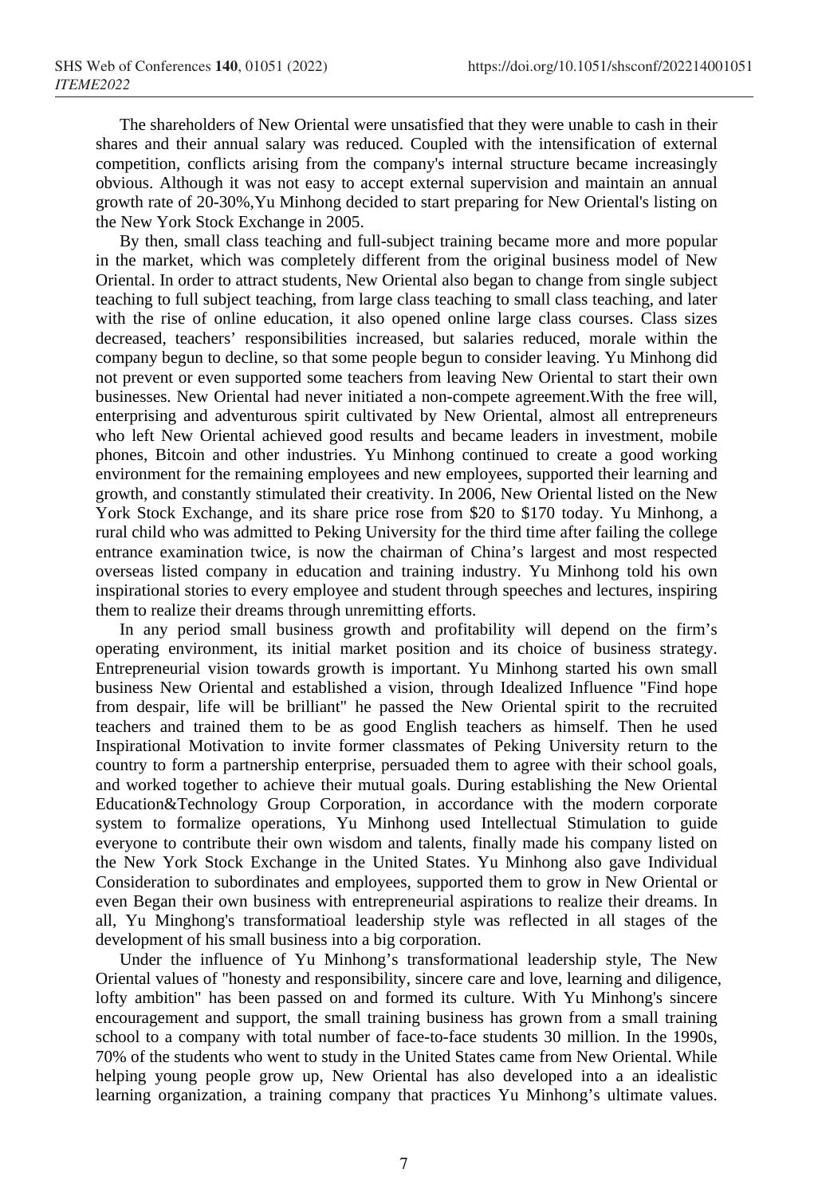The shareholders of New Oriental were unsatisfied that they were unable to cash in their shares and their annual salary was reduced. Coupled with the intensification of external competition, conflicts arising from the company's internal structure became increasingly obvious. Although it was not easy to accept external supervision and maintain an annual growth rate of 20-30%,Yu Minhong decided to start preparing for New Oriental's listing on the New York Stock Exchange in 2005.

By then, small class teaching and full-subject training became more and more popular in the market, which was completely different from the original business model of New Oriental. In order to attract students, New Oriental also began to change from single subject teaching to full subject teaching, from large class teaching to small class teaching, and later with the rise of online education, it also opened online large class courses. Class sizes decreased, teachers' responsibilities increased, but salaries reduced, morale within the company begun to decline, so that some people begun to consider leaving. Yu Minhong did not prevent or even supported some teachers from leaving New Oriental to start their own businesses. New Oriental had never initiated a non-compete agreement.With the free will, enterprising and adventurous spirit cultivated by New Oriental, almost all entrepreneurs who left New Oriental achieved good results and became leaders in investment, mobile phones, Bitcoin and other industries. Yu Minhong continued to create a good working environment for the remaining employees and new employees, supported their learning and growth, and constantly stimulated their creativity. In 2006, New Oriental listed on the New York Stock Exchange, and its share price rose from $20 to $170 today. Yu Minhong, a rural child who was admitted to Peking University for the third time after failing the college entrance examination twice, is now the chairman of China's largest and most respected overseas listed company in education and training industry. Yu Minhong told his own inspirational stories to every employee and student through speeches and lectures, inspiring them to realize their dreams through unremitting efforts.

In any period small business growth and profitability will depend on the firm's operating environment, its initial market position and its choice of business strategy. Entrepreneurial vision towards growth is important. Yu Minhong started his own small business New Oriental and established a vision, through Idealized Influence "Find hope from despair, life will be brilliant" he passed the New Oriental spirit to the recruited teachers and trained them to be as good English teachers as himself. Then he used Inspirational Motivation to invite former classmates of Peking University return to the country to form a partnership enterprise, persuaded them to agree with their school goals, and worked together to achieve their mutual goals. During establishing the New Oriental Education&Technology Group Corporation, in accordance with the modern corporate system to formalize operations, Yu Minhong used Intellectual Stimulation to guide everyone to contribute their own wisdom and talents, finally made his company listed on the New York Stock Exchange in the United States. Yu Minhong also gave Individual Consideration to subordinates and employees, supported them to grow in New Oriental or even Began their own business with entrepreneurial aspirations to realize their dreams. In all, Yu Minghong's transformatioal leadership style was reflected in all stages of the development of his small business into a big corporation.

Under the influence of Yu Minhong's transformational leadership style, The New Oriental values of "honesty and responsibility, sincere care and love, learning and diligence, lofty ambition" has been passed on and formed its culture. With Yu Minhong's sincere encouragement and support, the small training business has grown from a small training school to a company with total number of face-to-face students 30 million. In the 1990s, 70% of the students who went to study in the United States came from New Oriental. While helping young people grow up, New Oriental has also developed into a an idealistic learning organization, a training company that practices Yu Minhong's ultimate values.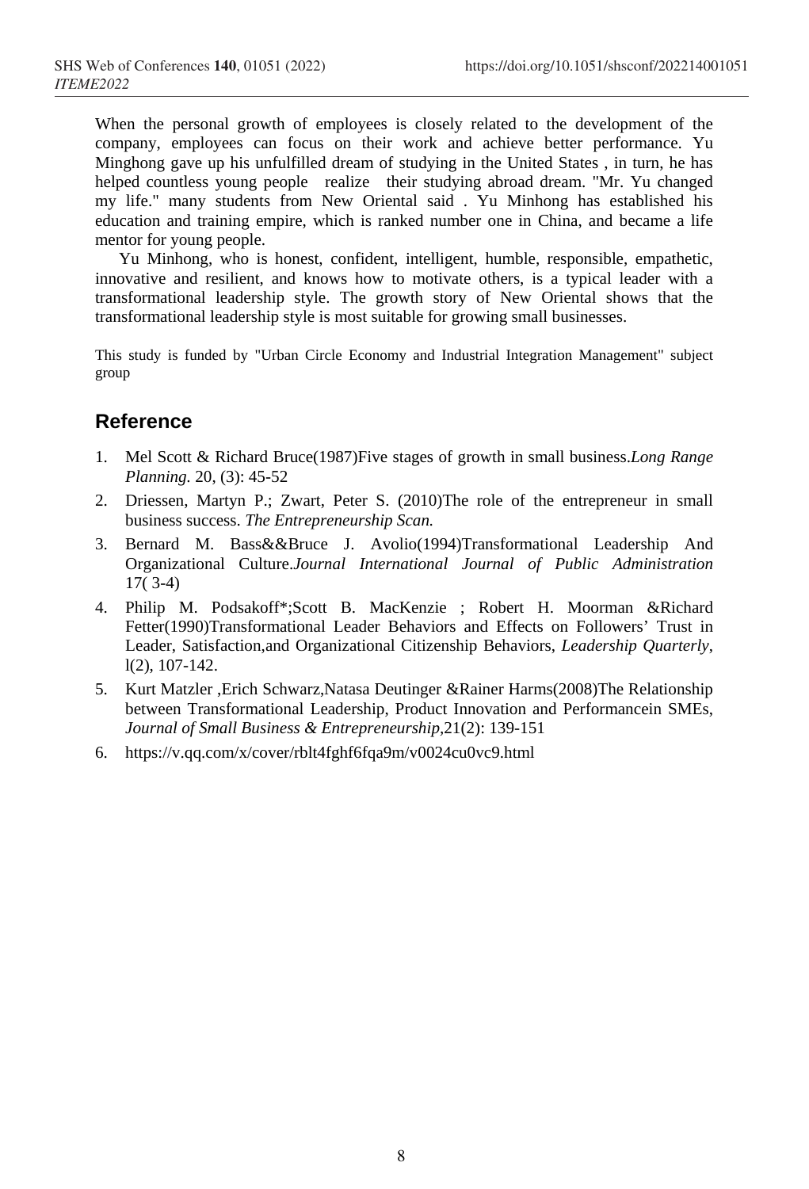When the personal growth of employees is closely related to the development of the company, employees can focus on their work and achieve better performance. Yu Minghong gave up his unfulfilled dream of studying in the United States , in turn, he has helped countless young people realize their studying abroad dream. "Mr. Yu changed my life." many students from New Oriental said . Yu Minhong has established his education and training empire, which is ranked number one in China, and became a life mentor for young people.

Yu Minhong, who is honest, confident, intelligent, humble, responsible, empathetic, innovative and resilient, and knows how to motivate others, is a typical leader with a transformational leadership style. The growth story of New Oriental shows that the transformational leadership style is most suitable for growing small businesses.

This study is funded by "Urban Circle Economy and Industrial Integration Management" subject group

## Reference

1. Mel Scott & Richard Bruce(1987)Five stages of growth in small business.*Long Range Planning.* 20, (3): 45-52
2. Driessen, Martyn P.; Zwart, Peter S. (2010)The role of the entrepreneur in small business success. *The Entrepreneurship Scan.*
3. Bernard M. Bass&&Bruce J. Avolio(1994)Transformational Leadership And Organizational Culture.*Journal International Journal of Public Administration* 17( 3-4)
4. Philip M. Podsakoff*;Scott B. MacKenzie ; Robert H. Moorman &Richard Fetter(1990)Transformational Leader Behaviors and Effects on Followers' Trust in Leader, Satisfaction,and Organizational Citizenship Behaviors, *Leadership Quarterly*, l(2), 107-142.
5. Kurt Matzler ,Erich Schwarz,Natasa Deutinger &Rainer Harms(2008)The Relationship between Transformational Leadership, Product Innovation and Performancein SMEs, *Journal of Small Business & Entrepreneurship*,21(2): 139-151
6. https://v.qq.com/x/cover/rblt4fghf6fqa9m/v0024cu0vc9.html